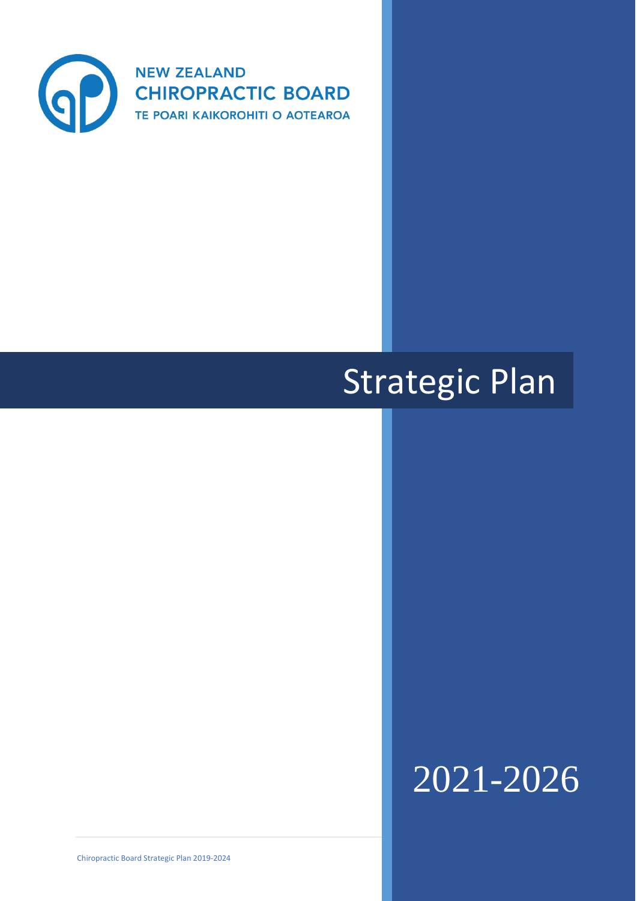NEW ZEALAND
CHIROPRACTIC BOARD
TE POARI KAIKOROHITI O AOTEAROA

# Strategic Plan

# 2021-2026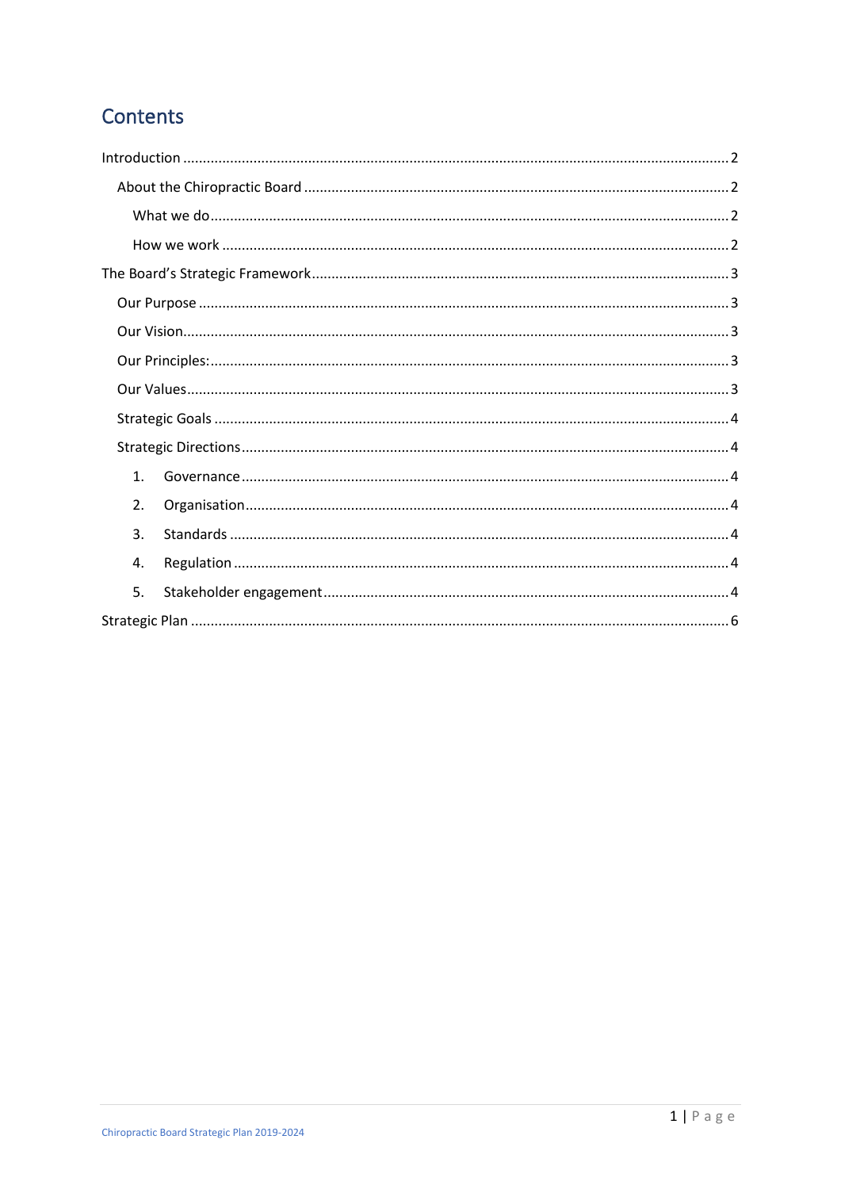# Contents

Introduction ........ 2

- About the Chiropractic Board ........ 2
  - What we do ........ 2
  - How we work ........ 2

The Board's Strategic Framework ........ 3

- Our Purpose ........ 3
- Our Vision ........ 3
- Our Principles: ........ 3
- Our Values ........ 3
- Strategic Goals ........ 4
- Strategic Directions ........ 4
  1. Governance ........ 4
  2. Organisation ........ 4
  3. Standards ........ 4
  4. Regulation ........ 4
  5. Stakeholder engagement ........ 4

Strategic Plan ........ 6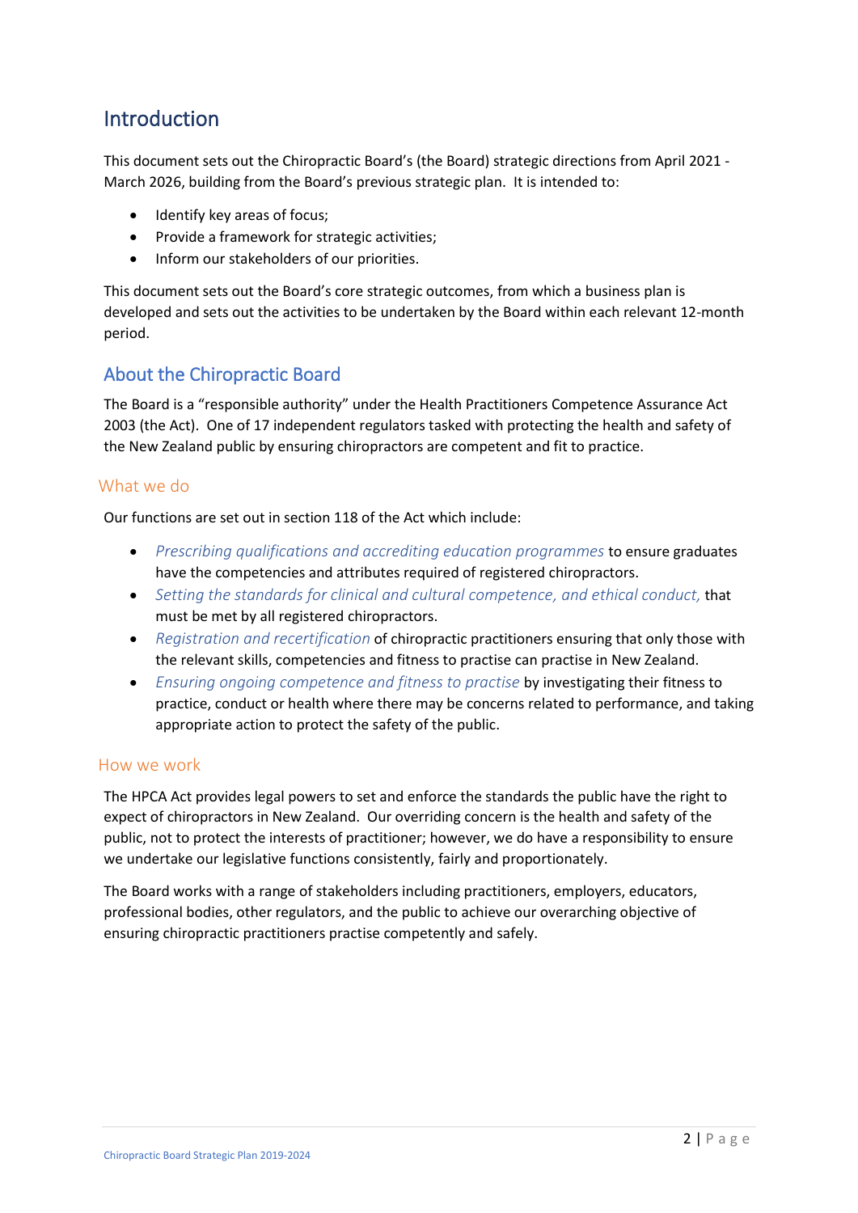## Introduction

This document sets out the Chiropractic Board's (the Board) strategic directions from April 2021 - March 2026, building from the Board's previous strategic plan. It is intended to:

- Identify key areas of focus;
- Provide a framework for strategic activities;
- Inform our stakeholders of our priorities.

This document sets out the Board's core strategic outcomes, from which a business plan is developed and sets out the activities to be undertaken by the Board within each relevant 12-month period.

## About the Chiropractic Board

The Board is a "responsible authority" under the Health Practitioners Competence Assurance Act 2003 (the Act). One of 17 independent regulators tasked with protecting the health and safety of the New Zealand public by ensuring chiropractors are competent and fit to practice.

### What we do

Our functions are set out in section 118 of the Act which include:

- *Prescribing qualifications and accrediting education programmes* to ensure graduates have the competencies and attributes required of registered chiropractors.
- *Setting the standards for clinical and cultural competence, and ethical conduct,* that must be met by all registered chiropractors.
- *Registration and recertification* of chiropractic practitioners ensuring that only those with the relevant skills, competencies and fitness to practise can practise in New Zealand.
- *Ensuring ongoing competence and fitness to practise* by investigating their fitness to practice, conduct or health where there may be concerns related to performance, and taking appropriate action to protect the safety of the public.

### How we work

The HPCA Act provides legal powers to set and enforce the standards the public have the right to expect of chiropractors in New Zealand. Our overriding concern is the health and safety of the public, not to protect the interests of practitioner; however, we do have a responsibility to ensure we undertake our legislative functions consistently, fairly and proportionately.

The Board works with a range of stakeholders including practitioners, employers, educators, professional bodies, other regulators, and the public to achieve our overarching objective of ensuring chiropractic practitioners practise competently and safely.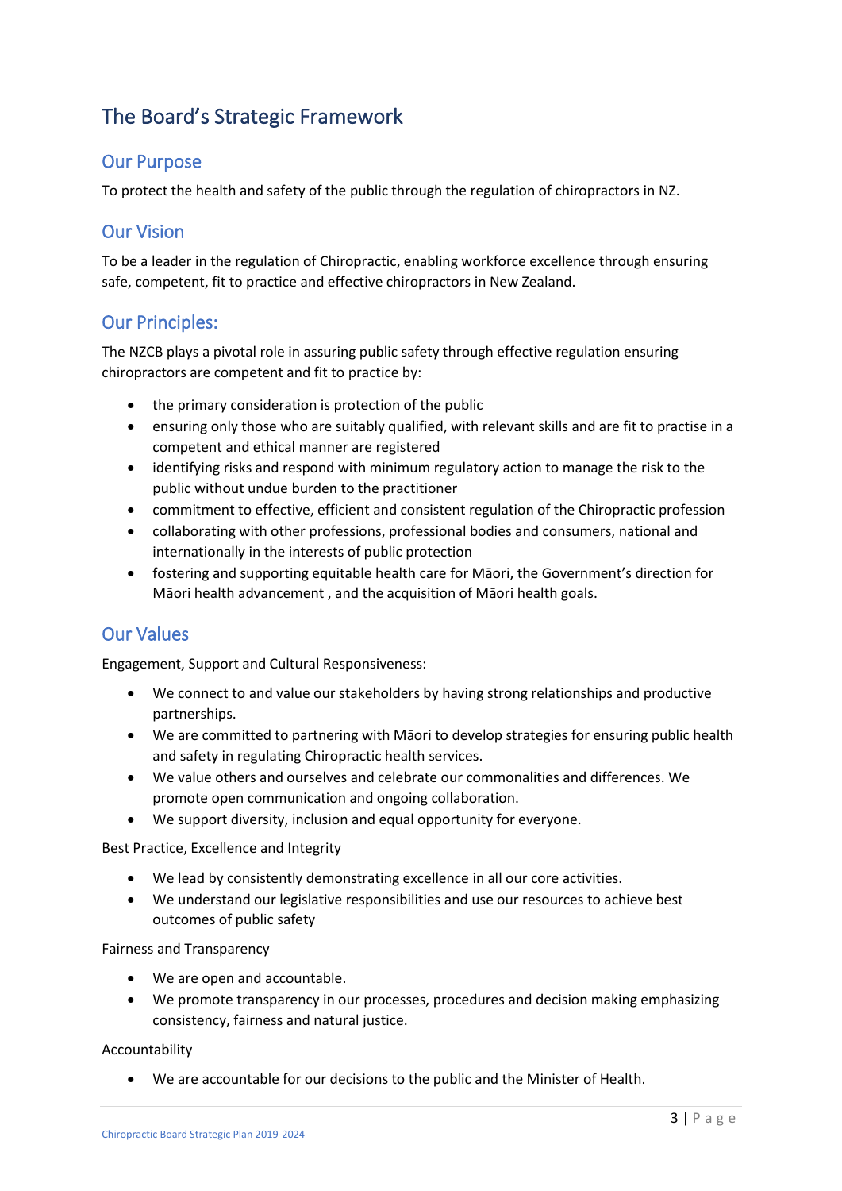# The Board's Strategic Framework

## Our Purpose

To protect the health and safety of the public through the regulation of chiropractors in NZ.

## Our Vision

To be a leader in the regulation of Chiropractic, enabling workforce excellence through ensuring safe, competent, fit to practice and effective chiropractors in New Zealand.

## Our Principles:

The NZCB plays a pivotal role in assuring public safety through effective regulation ensuring chiropractors are competent and fit to practice by:

- the primary consideration is protection of the public
- ensuring only those who are suitably qualified, with relevant skills and are fit to practise in a competent and ethical manner are registered
- identifying risks and respond with minimum regulatory action to manage the risk to the public without undue burden to the practitioner
- commitment to effective, efficient and consistent regulation of the Chiropractic profession
- collaborating with other professions, professional bodies and consumers, national and internationally in the interests of public protection
- fostering and supporting equitable health care for Māori, the Government's direction for Māori health advancement , and the acquisition of Māori health goals.

## Our Values

Engagement, Support and Cultural Responsiveness:

- We connect to and value our stakeholders by having strong relationships and productive partnerships.
- We are committed to partnering with Māori to develop strategies for ensuring public health and safety in regulating Chiropractic health services.
- We value others and ourselves and celebrate our commonalities and differences. We promote open communication and ongoing collaboration.
- We support diversity, inclusion and equal opportunity for everyone.

Best Practice, Excellence and Integrity

- We lead by consistently demonstrating excellence in all our core activities.
- We understand our legislative responsibilities and use our resources to achieve best outcomes of public safety

Fairness and Transparency

- We are open and accountable.
- We promote transparency in our processes, procedures and decision making emphasizing consistency, fairness and natural justice.

Accountability

- We are accountable for our decisions to the public and the Minister of Health.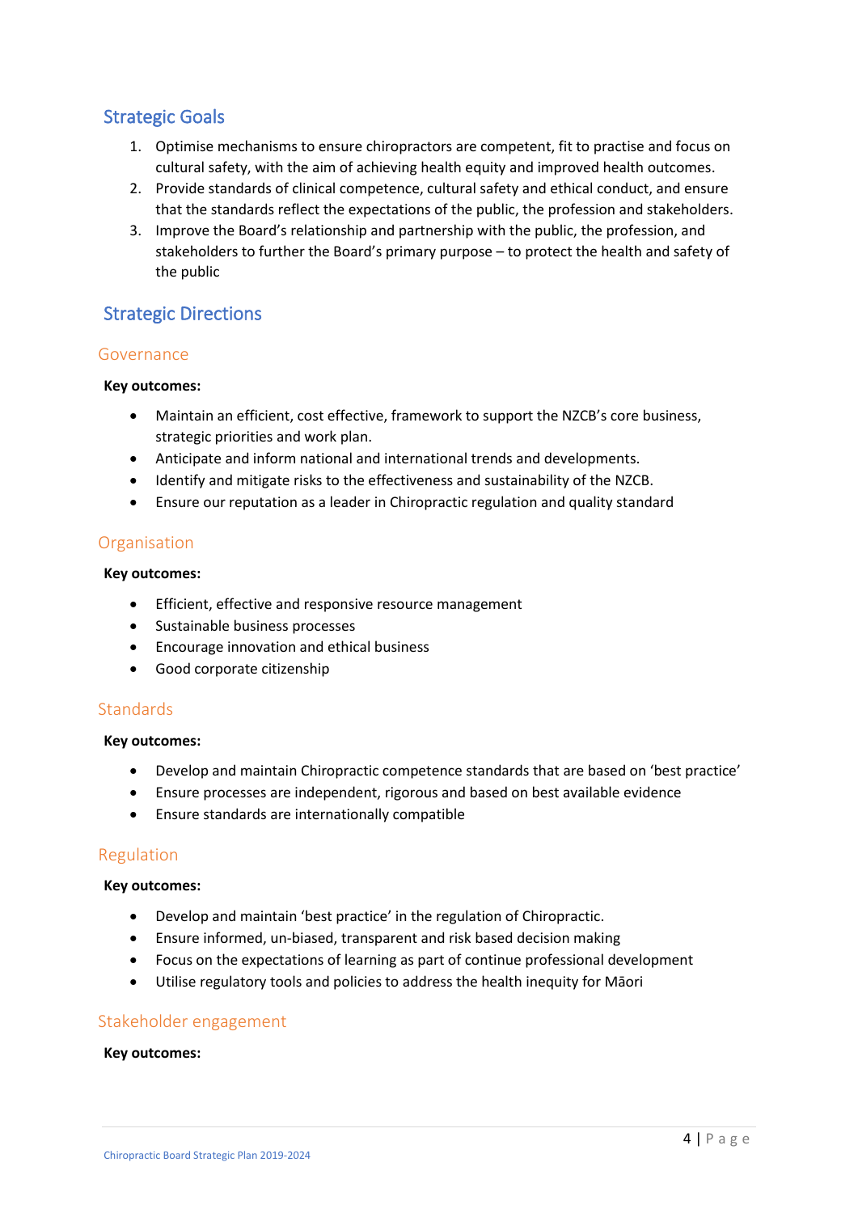## Strategic Goals

1. Optimise mechanisms to ensure chiropractors are competent, fit to practise and focus on cultural safety, with the aim of achieving health equity and improved health outcomes.
2. Provide standards of clinical competence, cultural safety and ethical conduct, and ensure that the standards reflect the expectations of the public, the profession and stakeholders.
3. Improve the Board's relationship and partnership with the public, the profession, and stakeholders to further the Board's primary purpose – to protect the health and safety of the public

## Strategic Directions

### Governance

**Key outcomes:**

- Maintain an efficient, cost effective, framework to support the NZCB's core business, strategic priorities and work plan.
- Anticipate and inform national and international trends and developments.
- Identify and mitigate risks to the effectiveness and sustainability of the NZCB.
- Ensure our reputation as a leader in Chiropractic regulation and quality standard

### Organisation

**Key outcomes:**

- Efficient, effective and responsive resource management
- Sustainable business processes
- Encourage innovation and ethical business
- Good corporate citizenship

### Standards

**Key outcomes:**

- Develop and maintain Chiropractic competence standards that are based on 'best practice'
- Ensure processes are independent, rigorous and based on best available evidence
- Ensure standards are internationally compatible

### Regulation

**Key outcomes:**

- Develop and maintain 'best practice' in the regulation of Chiropractic.
- Ensure informed, un-biased, transparent and risk based decision making
- Focus on the expectations of learning as part of continue professional development
- Utilise regulatory tools and policies to address the health inequity for Māori

### Stakeholder engagement

**Key outcomes:**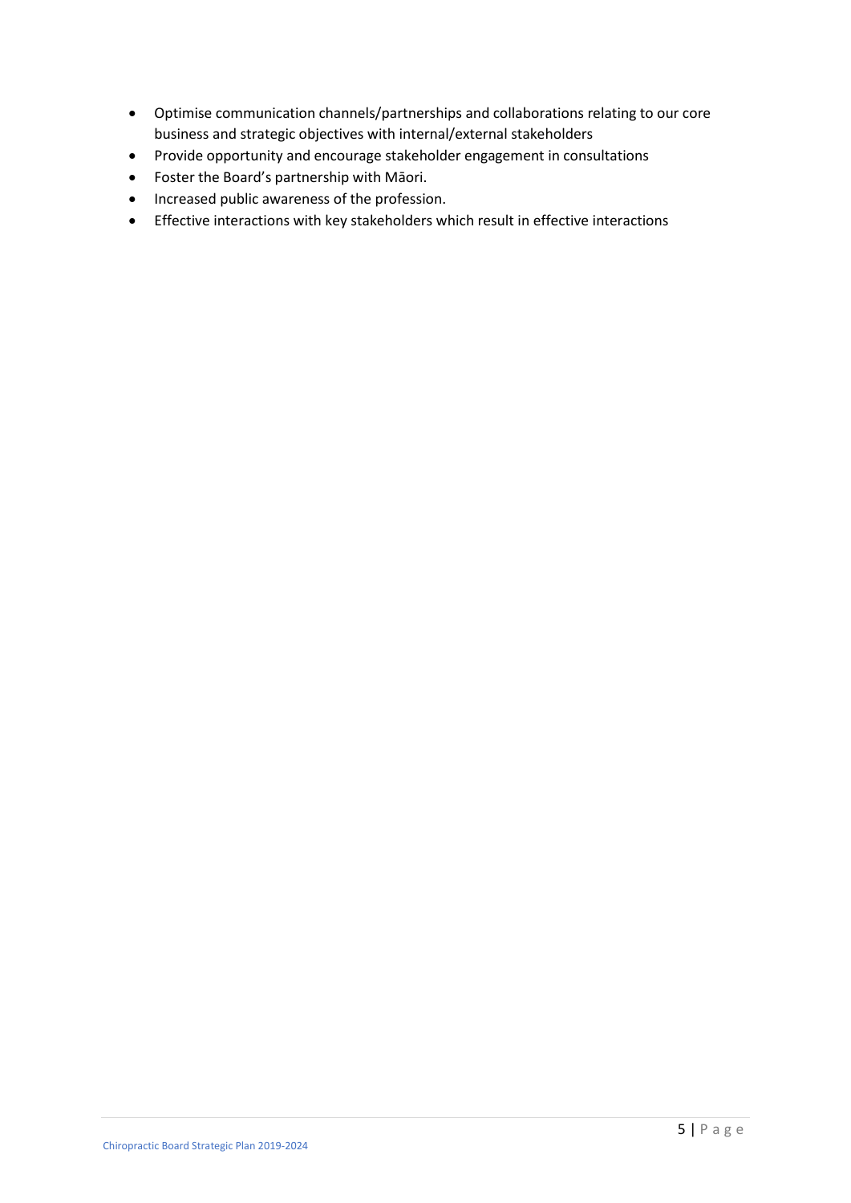- Optimise communication channels/partnerships and collaborations relating to our core business and strategic objectives with internal/external stakeholders
- Provide opportunity and encourage stakeholder engagement in consultations
- Foster the Board's partnership with Māori.
- Increased public awareness of the profession.
- Effective interactions with key stakeholders which result in effective interactions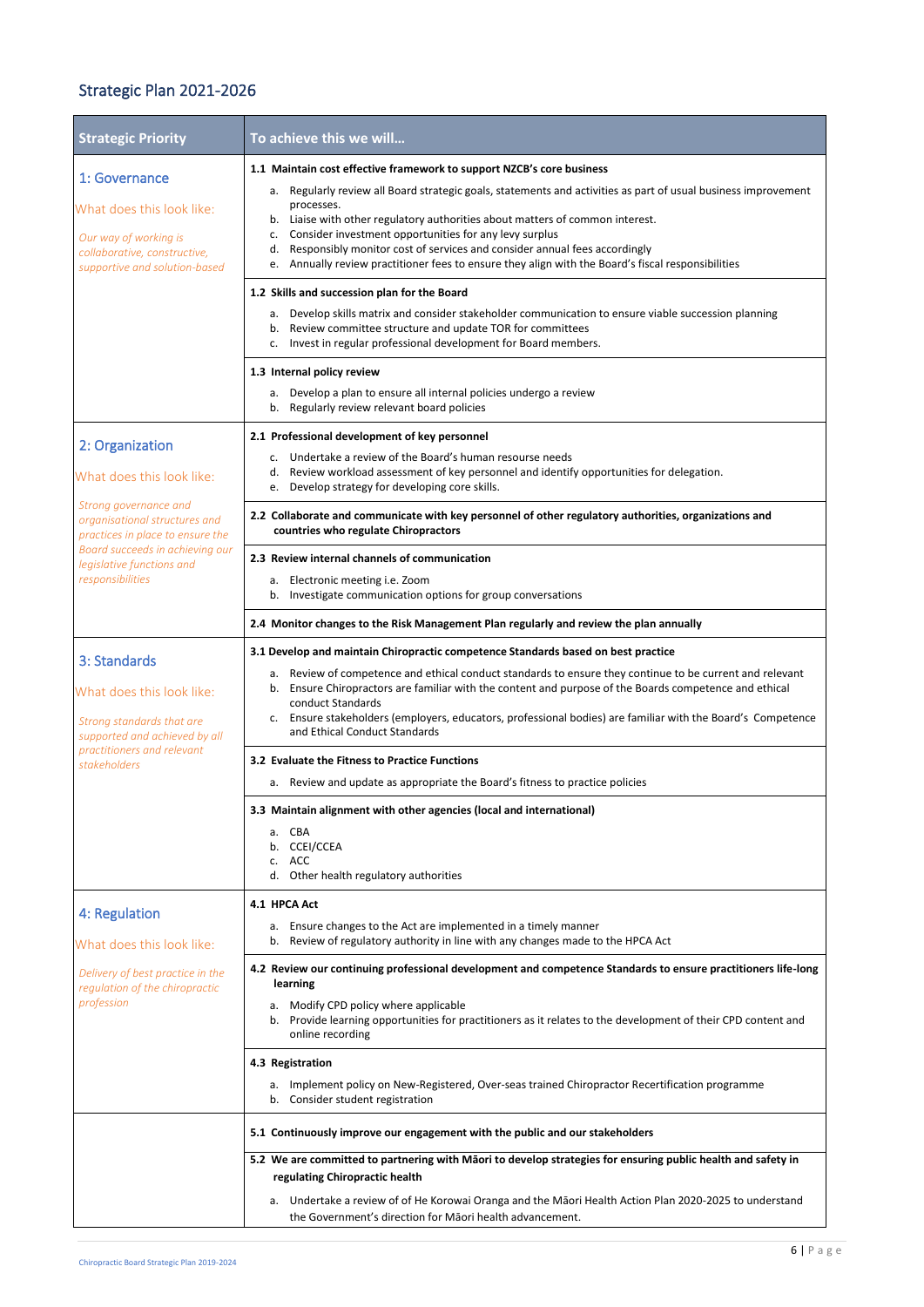## Strategic Plan 2021-2026

| Strategic Priority | To achieve this we will… |
|---|---|
| **1: Governance**<br>What does this look like:<br>*Our way of working is collaborative, constructive, supportive and solution-based* | **1.1 Maintain cost effective framework to support NZCB's core business**<br>a. Regularly review all Board strategic goals, statements and activities as part of usual business improvement processes.<br>b. Liaise with other regulatory authorities about matters of common interest.<br>c. Consider investment opportunities for any levy surplus<br>d. Responsibly monitor cost of services and consider annual fees accordingly<br>e. Annually review practitioner fees to ensure they align with the Board's fiscal responsibilities |
| | **1.2 Skills and succession plan for the Board**<br>a. Develop skills matrix and consider stakeholder communication to ensure viable succession planning<br>b. Review committee structure and update TOR for committees<br>c. Invest in regular professional development for Board members. |
| | **1.3 Internal policy review**<br>a. Develop a plan to ensure all internal policies undergo a review<br>b. Regularly review relevant board policies |
| **2: Organization**<br>What does this look like:<br>*Strong governance and organisational structures and practices in place to ensure the Board succeeds in achieving our legislative functions and responsibilities* | **2.1 Professional development of key personnel**<br>c. Undertake a review of the Board's human resourse needs<br>d. Review workload assessment of key personnel and identify opportunities for delegation.<br>e. Develop strategy for developing core skills. |
| | **2.2 Collaborate and communicate with key personnel of other regulatory authorities, organizations and countries who regulate Chiropractors** |
| | **2.3 Review internal channels of communication**<br>a. Electronic meeting i.e. Zoom<br>b. Investigate communication options for group conversations |
| | **2.4 Monitor changes to the Risk Management Plan regularly and review the plan annually** |
| **3: Standards**<br>What does this look like:<br>*Strong standards that are supported and achieved by all practitioners and relevant stakeholders* | **3.1 Develop and maintain Chiropractic competence Standards based on best practice**<br>a. Review of competence and ethical conduct standards to ensure they continue to be current and relevant<br>b. Ensure Chiropractors are familiar with the content and purpose of the Boards competence and ethical conduct Standards<br>c. Ensure stakeholders (employers, educators, professional bodies) are familiar with the Board's Competence and Ethical Conduct Standards |
| | **3.2 Evaluate the Fitness to Practice Functions**<br>a. Review and update as appropriate the Board's fitness to practice policies |
| | **3.3 Maintain alignment with other agencies (local and international)**<br>a. CBA<br>b. CCEI/CCEA<br>c. ACC<br>d. Other health regulatory authorities |
| **4: Regulation**<br>What does this look like:<br>*Delivery of best practice in the regulation of the chiropractic profession* | **4.1 HPCA Act**<br>a. Ensure changes to the Act are implemented in a timely manner<br>b. Review of regulatory authority in line with any changes made to the HPCA Act |
| | **4.2 Review our continuing professional development and competence Standards to ensure practitioners life-long learning**<br>a. Modify CPD policy where applicable<br>b. Provide learning opportunities for practitioners as it relates to the development of their CPD content and online recording |
| | **4.3 Registration**<br>a. Implement policy on New-Registered, Over-seas trained Chiropractor Recertification programme<br>b. Consider student registration |
| | **5.1 Continuously improve our engagement with the public and our stakeholders** |
| | **5.2 We are committed to partnering with Māori to develop strategies for ensuring public health and safety in regulating Chiropractic health**<br>a. Undertake a review of of He Korowai Oranga and the Māori Health Action Plan 2020-2025 to understand the Government's direction for Māori health advancement. |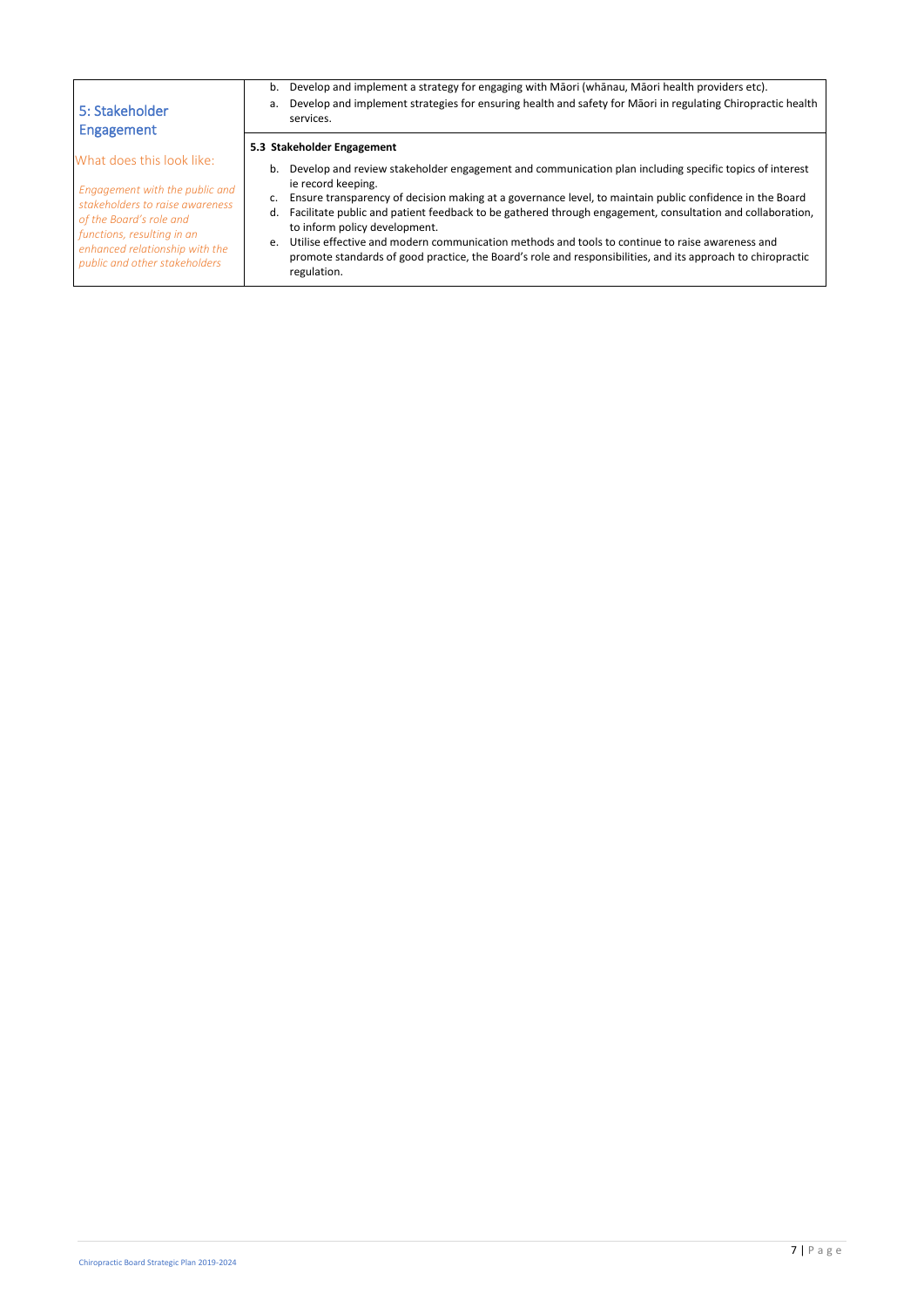| | |
|---|---|
| **5: Stakeholder Engagement**<br><br>What does this look like:<br><br>*Engagement with the public and stakeholders to raise awareness of the Board's role and functions, resulting in an enhanced relationship with the public and other stakeholders* | b. Develop and implement a strategy for engaging with Māori (whānau, Māori health providers etc).<br>a. Develop and implement strategies for ensuring health and safety for Māori in regulating Chiropractic health services. |
| | **5.3 Stakeholder Engagement**<br><br>b. Develop and review stakeholder engagement and communication plan including specific topics of interest ie record keeping.<br>c. Ensure transparency of decision making at a governance level, to maintain public confidence in the Board<br>d. Facilitate public and patient feedback to be gathered through engagement, consultation and collaboration, to inform policy development.<br>e. Utilise effective and modern communication methods and tools to continue to raise awareness and promote standards of good practice, the Board's role and responsibilities, and its approach to chiropractic regulation. |